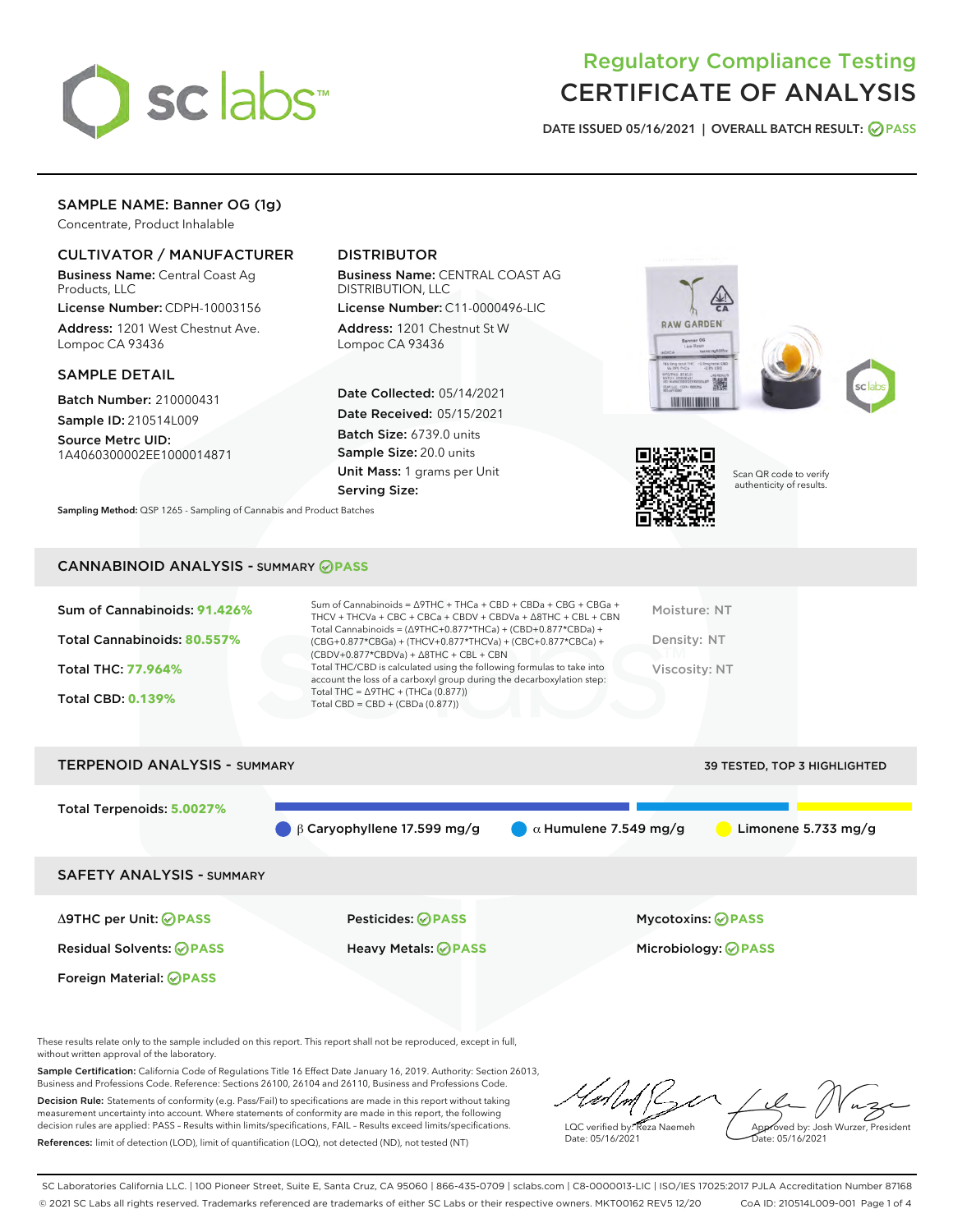# Regulatory Compliance Testing
# CERTIFICATE OF ANALYSIS

DATE ISSUED 05/16/2021 | OVERALL BATCH RESULT: PASS

## SAMPLE NAME: Banner OG (1g)

Concentrate, Product Inhalable

### CULTIVATOR / MANUFACTURER

**Business Name:** Central Coast Ag Products, LLC

**License Number:** CDPH-10003156

**Address:** 1201 West Chestnut Ave. Lompoc CA 93436

### DISTRIBUTOR

**Business Name:** CENTRAL COAST AG DISTRIBUTION, LLC

**License Number:** C11-0000496-LIC

**Address:** 1201 Chestnut St W Lompoc CA 93436

### SAMPLE DETAIL

**Batch Number:** 210000431

**Sample ID:** 210514L009

**Source Metrc UID:** 1A4060300002EE1000014871

**Date Collected:** 05/14/2021

**Date Received:** 05/15/2021

**Batch Size:** 6739.0 units

**Sample Size:** 20.0 units

**Unit Mass:** 1 grams per Unit

**Serving Size:**

Scan QR code to verify authenticity of results.

**Sampling Method:** QSP 1265 - Sampling of Cannabis and Product Batches

## CANNABINOID ANALYSIS - SUMMARY PASS

Sum of Cannabinoids: **91.426%**

Total Cannabinoids: **80.557%**

Total THC: **77.964%**

Total CBD: **0.139%**

Sum of Cannabinoids = Δ9THC + THCa + CBD + CBDa + CBG + CBGa + THCV + THCVa + CBC + CBCa + CBDV + CBDVa + Δ8THC + CBL + CBN

Total Cannabinoids = (Δ9THC+0.877*THCa) + (CBD+0.877*CBDa) + (CBG+0.877*CBGa) + (THCV+0.877*THCVa) + (CBC+0.877*CBCa) + (CBDV+0.877*CBDVa) + Δ8THC + CBL + CBN

Total THC/CBD is calculated using the following formulas to take into account the loss of a carboxyl group during the decarboxylation step:

Total THC = Δ9THC + (THCa (0.877))

Total CBD = CBD + (CBDa (0.877))

Moisture: NT

Density: NT

Viscosity: NT

## TERPENOID ANALYSIS - SUMMARY

39 TESTED, TOP 3 HIGHLIGHTED

Total Terpenoids: **5.0027%**

β Caryophyllene 17.599 mg/g | α Humulene 7.549 mg/g | Limonene 5.733 mg/g

## SAFETY ANALYSIS - SUMMARY

| | | |
|---|---|---|
| Δ9THC per Unit: PASS | Pesticides: PASS | Mycotoxins: PASS |
| Residual Solvents: PASS | Heavy Metals: PASS | Microbiology: PASS |
| Foreign Material: PASS | | |

These results relate only to the sample included on this report. This report shall not be reproduced, except in full, without written approval of the laboratory.

**Sample Certification:** California Code of Regulations Title 16 Effect Date January 16, 2019. Authority: Section 26013, Business and Professions Code. Reference: Sections 26100, 26104 and 26110, Business and Professions Code.

**Decision Rule:** Statements of conformity (e.g. Pass/Fail) to specifications are made in this report without taking measurement uncertainty into account. Where statements of conformity are made in this report, the following decision rules are applied: PASS - Results within limits/specifications, FAIL - Results exceed limits/specifications.

**References:** limit of detection (LOD), limit of quantification (LOQ), not detected (ND), not tested (NT)

LQC verified by: Reza Naemeh
Date: 05/16/2021

Approved by: Josh Wurzer, President
Date: 05/16/2021

SC Laboratories California LLC. | 100 Pioneer Street, Suite E, Santa Cruz, CA 95060 | 866-435-0709 | sclabs.com | C8-0000013-LIC | ISO/IES 17025:2017 PJLA Accreditation Number 87168
© 2021 SC Labs all rights reserved. Trademarks referenced are trademarks of either SC Labs or their respective owners. MKT00162 REV5 12/20 CoA ID: 210514L009-001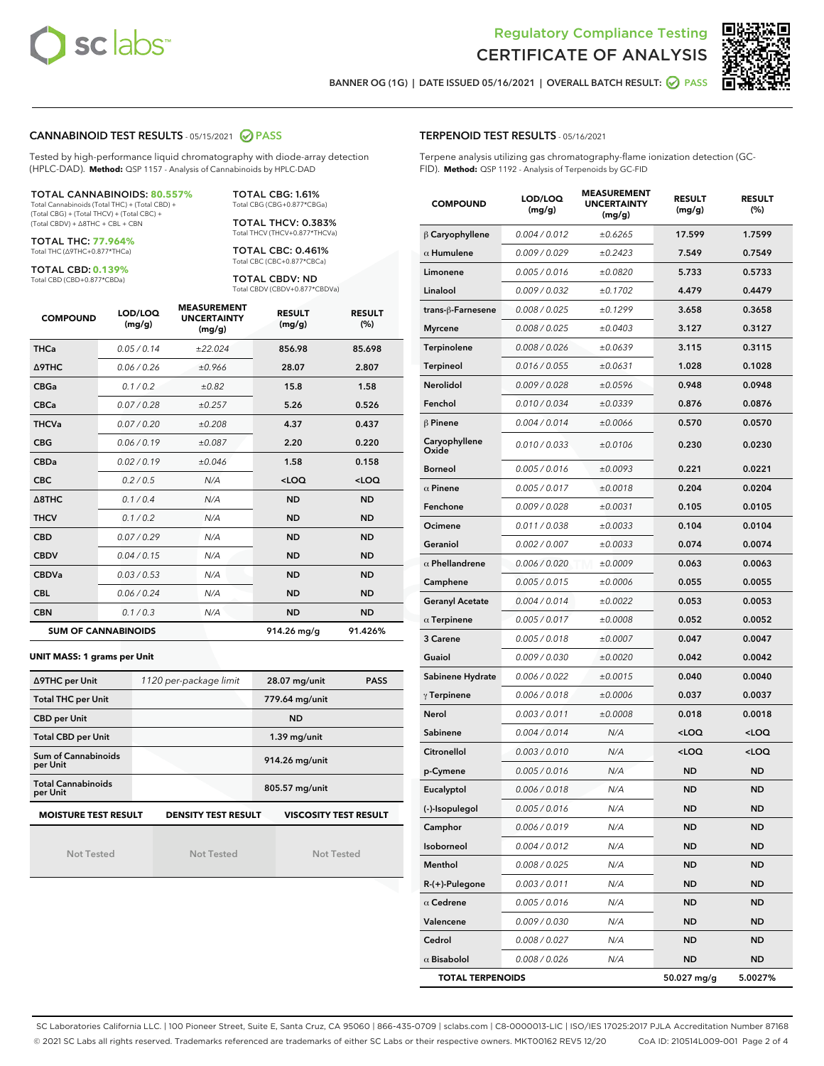Regulatory Compliance Testing
# CERTIFICATE OF ANALYSIS

BANNER OG (1G) | DATE ISSUED 05/16/2021 | OVERALL BATCH RESULT: PASS

## CANNABINOID TEST RESULTS - 05/15/2021 PASS

Tested by high-performance liquid chromatography with diode-array detection (HPLC-DAD). **Method:** QSP 1157 - Analysis of Cannabinoids by HPLC-DAD

**TOTAL CANNABINOIDS: 80.557%**
Total Cannabinoids (Total THC) + (Total CBD) + (Total CBG) + (Total THCV) + (Total CBC) + (Total CBDV) + Δ8THC + CBL + CBN

**TOTAL THC: 77.964%**
Total THC (Δ9THC+0.877*THCa)

**TOTAL CBD: 0.139%**
Total CBD (CBD+0.877*CBDa)

**TOTAL CBG: 1.61%**
Total CBG (CBG+0.877*CBGa)

**TOTAL THCV: 0.383%**
Total THCV (THCV+0.877*THCVa)

**TOTAL CBC: 0.461%**
Total CBC (CBC+0.877*CBCa)

**TOTAL CBDV: ND**
Total CBDV (CBDV+0.877*CBDVa)

| COMPOUND | LOD/LOQ (mg/g) | MEASUREMENT UNCERTAINTY (mg/g) | RESULT (mg/g) | RESULT (%) |
|---|---|---|---|---|
| THCa | 0.05 / 0.14 | ±22.024 | 856.98 | 85.698 |
| Δ9THC | 0.06 / 0.26 | ±0.966 | 28.07 | 2.807 |
| CBGa | 0.1 / 0.2 | ±0.82 | 15.8 | 1.58 |
| CBCa | 0.07 / 0.28 | ±0.257 | 5.26 | 0.526 |
| THCVa | 0.07 / 0.20 | ±0.208 | 4.37 | 0.437 |
| CBG | 0.06 / 0.19 | ±0.087 | 2.20 | 0.220 |
| CBDa | 0.02 / 0.19 | ±0.046 | 1.58 | 0.158 |
| CBC | 0.2 / 0.5 | N/A | <LOQ | <LOQ |
| Δ8THC | 0.1 / 0.4 | N/A | ND | ND |
| THCV | 0.1 / 0.2 | N/A | ND | ND |
| CBD | 0.07 / 0.29 | N/A | ND | ND |
| CBDV | 0.04 / 0.15 | N/A | ND | ND |
| CBDVa | 0.03 / 0.53 | N/A | ND | ND |
| CBL | 0.06 / 0.24 | N/A | ND | ND |
| CBN | 0.1 / 0.3 | N/A | ND | ND |
| **SUM OF CANNABINOIDS** | | | 914.26 mg/g | 91.426% |

**UNIT MASS: 1 grams per Unit**

| | | | |
|---|---|---|---|
| Δ9THC per Unit | 1120 per-package limit | 28.07 mg/unit | PASS |
| Total THC per Unit | | 779.64 mg/unit | |
| CBD per Unit | | ND | |
| Total CBD per Unit | | 1.39 mg/unit | |
| Sum of Cannabinoids per Unit | | 914.26 mg/unit | |
| Total Cannabinoids per Unit | | 805.57 mg/unit | |

| MOISTURE TEST RESULT | DENSITY TEST RESULT | VISCOSITY TEST RESULT |
|---|---|---|
| Not Tested | Not Tested | Not Tested |

## TERPENOID TEST RESULTS - 05/16/2021

Terpene analysis utilizing gas chromatography-flame ionization detection (GC-FID). **Method:** QSP 1192 - Analysis of Terpenoids by GC-FID

| COMPOUND | LOD/LOQ (mg/g) | MEASUREMENT UNCERTAINTY (mg/g) | RESULT (mg/g) | RESULT (%) |
|---|---|---|---|---|
| β Caryophyllene | 0.004 / 0.012 | ±0.6265 | 17.599 | 1.7599 |
| α Humulene | 0.009 / 0.029 | ±0.2423 | 7.549 | 0.7549 |
| Limonene | 0.005 / 0.016 | ±0.0820 | 5.733 | 0.5733 |
| Linalool | 0.009 / 0.032 | ±0.1702 | 4.479 | 0.4479 |
| trans-β-Farnesene | 0.008 / 0.025 | ±0.1299 | 3.658 | 0.3658 |
| Myrcene | 0.008 / 0.025 | ±0.0403 | 3.127 | 0.3127 |
| Terpinolene | 0.008 / 0.026 | ±0.0639 | 3.115 | 0.3115 |
| Terpineol | 0.016 / 0.055 | ±0.0631 | 1.028 | 0.1028 |
| Nerolidol | 0.009 / 0.028 | ±0.0596 | 0.948 | 0.0948 |
| Fenchol | 0.010 / 0.034 | ±0.0339 | 0.876 | 0.0876 |
| β Pinene | 0.004 / 0.014 | ±0.0066 | 0.570 | 0.0570 |
| Caryophyllene Oxide | 0.010 / 0.033 | ±0.0106 | 0.230 | 0.0230 |
| Borneol | 0.005 / 0.016 | ±0.0093 | 0.221 | 0.0221 |
| α Pinene | 0.005 / 0.017 | ±0.0018 | 0.204 | 0.0204 |
| Fenchone | 0.009 / 0.028 | ±0.0031 | 0.105 | 0.0105 |
| Ocimene | 0.011 / 0.038 | ±0.0033 | 0.104 | 0.0104 |
| Geraniol | 0.002 / 0.007 | ±0.0033 | 0.074 | 0.0074 |
| α Phellandrene | 0.006 / 0.020 | ±0.0009 | 0.063 | 0.0063 |
| Camphene | 0.005 / 0.015 | ±0.0006 | 0.055 | 0.0055 |
| Geranyl Acetate | 0.004 / 0.014 | ±0.0022 | 0.053 | 0.0053 |
| α Terpinene | 0.005 / 0.017 | ±0.0008 | 0.052 | 0.0052 |
| 3 Carene | 0.005 / 0.018 | ±0.0007 | 0.047 | 0.0047 |
| Guaiol | 0.009 / 0.030 | ±0.0020 | 0.042 | 0.0042 |
| Sabinene Hydrate | 0.006 / 0.022 | ±0.0015 | 0.040 | 0.0040 |
| γ Terpinene | 0.006 / 0.018 | ±0.0006 | 0.037 | 0.0037 |
| Nerol | 0.003 / 0.011 | ±0.0008 | 0.018 | 0.0018 |
| Sabinene | 0.004 / 0.014 | N/A | <LOQ | <LOQ |
| Citronellol | 0.003 / 0.010 | N/A | <LOQ | <LOQ |
| p-Cymene | 0.005 / 0.016 | N/A | ND | ND |
| Eucalyptol | 0.006 / 0.018 | N/A | ND | ND |
| (-)-Isopulegol | 0.005 / 0.016 | N/A | ND | ND |
| Camphor | 0.006 / 0.019 | N/A | ND | ND |
| Isoborneol | 0.004 / 0.012 | N/A | ND | ND |
| Menthol | 0.008 / 0.025 | N/A | ND | ND |
| R-(+)-Pulegone | 0.003 / 0.011 | N/A | ND | ND |
| α Cedrene | 0.005 / 0.016 | N/A | ND | ND |
| Valencene | 0.009 / 0.030 | N/A | ND | ND |
| Cedrol | 0.008 / 0.027 | N/A | ND | ND |
| α Bisabolol | 0.008 / 0.026 | N/A | ND | ND |
| **TOTAL TERPENOIDS** | | | 50.027 mg/g | 5.0027% |

SC Laboratories California LLC. | 100 Pioneer Street, Suite E, Santa Cruz, CA 95060 | 866-435-0709 | sclabs.com | C8-0000013-LIC | ISO/IES 17025:2017 PJLA Accreditation Number 87168
© 2021 SC Labs all rights reserved. Trademarks referenced are trademarks of either SC Labs or their respective owners. MKT00162 REV5 12/20 CoA ID: 210514L009-001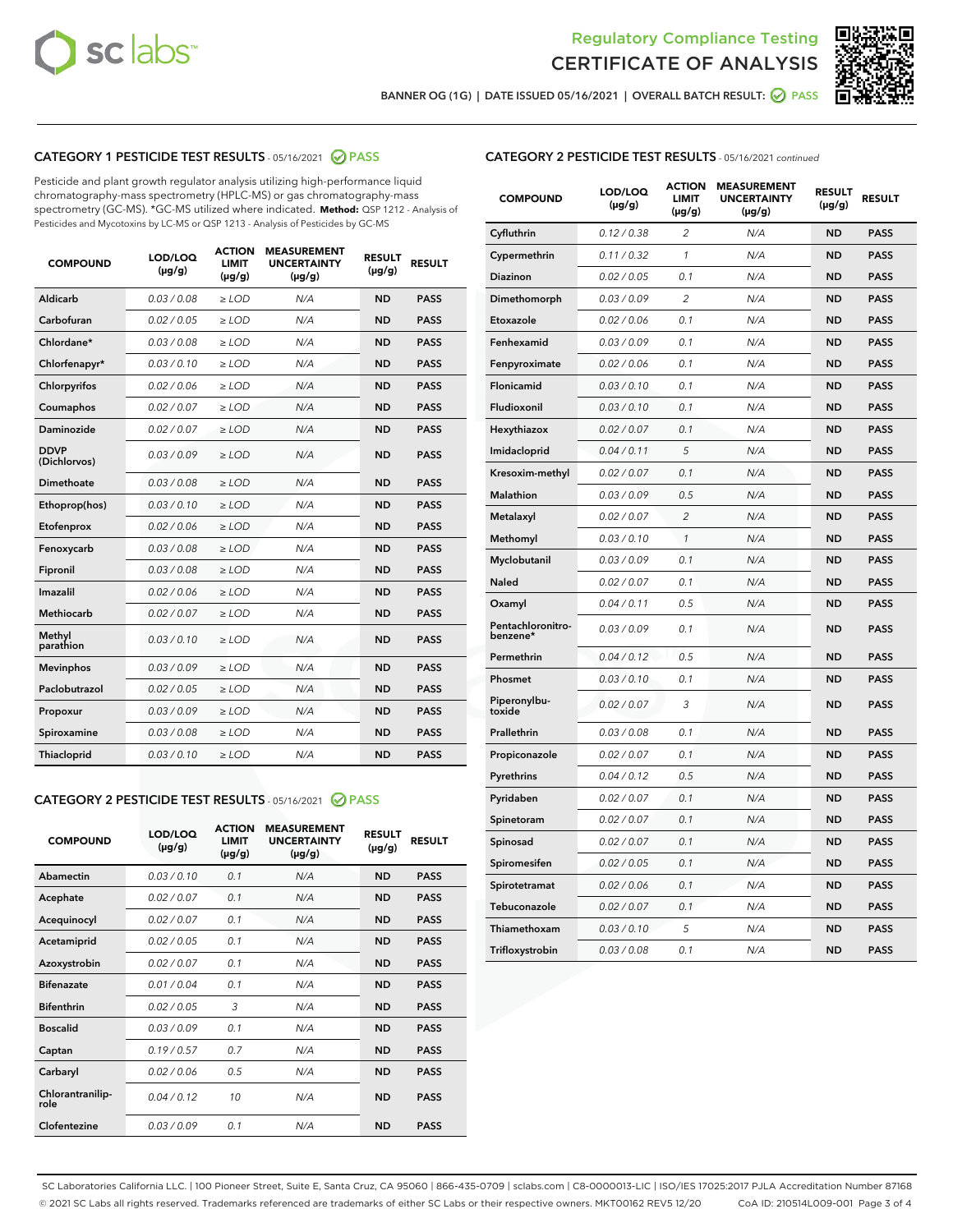Regulatory Compliance Testing

CERTIFICATE OF ANALYSIS

BANNER OG (1G) | DATE ISSUED 05/16/2021 | OVERALL BATCH RESULT: PASS

## CATEGORY 1 PESTICIDE TEST RESULTS - 05/16/2021 PASS

Pesticide and plant growth regulator analysis utilizing high-performance liquid chromatography-mass spectrometry (HPLC-MS) or gas chromatography-mass spectrometry (GC-MS). *GC-MS utilized where indicated. **Method:** QSP 1212 - Analysis of Pesticides and Mycotoxins by LC-MS or QSP 1213 - Analysis of Pesticides by GC-MS

| COMPOUND | LOD/LOQ (µg/g) | ACTION LIMIT (µg/g) | MEASUREMENT UNCERTAINTY (µg/g) | RESULT (µg/g) | RESULT |
|---|---|---|---|---|---|
| Aldicarb | 0.03 / 0.08 | ≥ LOD | N/A | ND | PASS |
| Carbofuran | 0.02 / 0.05 | ≥ LOD | N/A | ND | PASS |
| Chlordane* | 0.03 / 0.08 | ≥ LOD | N/A | ND | PASS |
| Chlorfenapyr* | 0.03 / 0.10 | ≥ LOD | N/A | ND | PASS |
| Chlorpyrifos | 0.02 / 0.06 | ≥ LOD | N/A | ND | PASS |
| Coumaphos | 0.02 / 0.07 | ≥ LOD | N/A | ND | PASS |
| Daminozide | 0.02 / 0.07 | ≥ LOD | N/A | ND | PASS |
| DDVP (Dichlorvos) | 0.03 / 0.09 | ≥ LOD | N/A | ND | PASS |
| Dimethoate | 0.03 / 0.08 | ≥ LOD | N/A | ND | PASS |
| Ethoprop(hos) | 0.03 / 0.10 | ≥ LOD | N/A | ND | PASS |
| Etofenprox | 0.02 / 0.06 | ≥ LOD | N/A | ND | PASS |
| Fenoxycarb | 0.03 / 0.08 | ≥ LOD | N/A | ND | PASS |
| Fipronil | 0.03 / 0.08 | ≥ LOD | N/A | ND | PASS |
| Imazalil | 0.02 / 0.06 | ≥ LOD | N/A | ND | PASS |
| Methiocarb | 0.02 / 0.07 | ≥ LOD | N/A | ND | PASS |
| Methyl parathion | 0.03 / 0.10 | ≥ LOD | N/A | ND | PASS |
| Mevinphos | 0.03 / 0.09 | ≥ LOD | N/A | ND | PASS |
| Paclobutrazol | 0.02 / 0.05 | ≥ LOD | N/A | ND | PASS |
| Propoxur | 0.03 / 0.09 | ≥ LOD | N/A | ND | PASS |
| Spiroxamine | 0.03 / 0.08 | ≥ LOD | N/A | ND | PASS |
| Thiacloprid | 0.03 / 0.10 | ≥ LOD | N/A | ND | PASS |

## CATEGORY 2 PESTICIDE TEST RESULTS - 05/16/2021 PASS

| COMPOUND | LOD/LOQ (µg/g) | ACTION LIMIT (µg/g) | MEASUREMENT UNCERTAINTY (µg/g) | RESULT (µg/g) | RESULT |
|---|---|---|---|---|---|
| Abamectin | 0.03 / 0.10 | 0.1 | N/A | ND | PASS |
| Acephate | 0.02 / 0.07 | 0.1 | N/A | ND | PASS |
| Acequinocyl | 0.02 / 0.07 | 0.1 | N/A | ND | PASS |
| Acetamiprid | 0.02 / 0.05 | 0.1 | N/A | ND | PASS |
| Azoxystrobin | 0.02 / 0.07 | 0.1 | N/A | ND | PASS |
| Bifenazate | 0.01 / 0.04 | 0.1 | N/A | ND | PASS |
| Bifenthrin | 0.02 / 0.05 | 3 | N/A | ND | PASS |
| Boscalid | 0.03 / 0.09 | 0.1 | N/A | ND | PASS |
| Captan | 0.19 / 0.57 | 0.7 | N/A | ND | PASS |
| Carbaryl | 0.02 / 0.06 | 0.5 | N/A | ND | PASS |
| Chlorantraniliprole | 0.04 / 0.12 | 10 | N/A | ND | PASS |
| Clofentezine | 0.03 / 0.09 | 0.1 | N/A | ND | PASS |
| Cyfluthrin | 0.12 / 0.38 | 2 | N/A | ND | PASS |
| Cypermethrin | 0.11 / 0.32 | 1 | N/A | ND | PASS |
| Diazinon | 0.02 / 0.05 | 0.1 | N/A | ND | PASS |
| Dimethomorph | 0.03 / 0.09 | 2 | N/A | ND | PASS |
| Etoxazole | 0.02 / 0.06 | 0.1 | N/A | ND | PASS |
| Fenhexamid | 0.03 / 0.09 | 0.1 | N/A | ND | PASS |
| Fenpyroximate | 0.02 / 0.06 | 0.1 | N/A | ND | PASS |
| Flonicamid | 0.03 / 0.10 | 0.1 | N/A | ND | PASS |
| Fludioxonil | 0.03 / 0.10 | 0.1 | N/A | ND | PASS |
| Hexythiazox | 0.02 / 0.07 | 0.1 | N/A | ND | PASS |
| Imidacloprid | 0.04 / 0.11 | 5 | N/A | ND | PASS |
| Kresoxim-methyl | 0.02 / 0.07 | 0.1 | N/A | ND | PASS |
| Malathion | 0.03 / 0.09 | 0.5 | N/A | ND | PASS |
| Metalaxyl | 0.02 / 0.07 | 2 | N/A | ND | PASS |
| Methomyl | 0.03 / 0.10 | 1 | N/A | ND | PASS |
| Myclobutanil | 0.03 / 0.09 | 0.1 | N/A | ND | PASS |
| Naled | 0.02 / 0.07 | 0.1 | N/A | ND | PASS |
| Oxamyl | 0.04 / 0.11 | 0.5 | N/A | ND | PASS |
| Pentachloronitrobenzene* | 0.03 / 0.09 | 0.1 | N/A | ND | PASS |
| Permethrin | 0.04 / 0.12 | 0.5 | N/A | ND | PASS |
| Phosmet | 0.03 / 0.10 | 0.1 | N/A | ND | PASS |
| Piperonylbutoxide | 0.02 / 0.07 | 3 | N/A | ND | PASS |
| Prallethrin | 0.03 / 0.08 | 0.1 | N/A | ND | PASS |
| Propiconazole | 0.02 / 0.07 | 0.1 | N/A | ND | PASS |
| Pyrethrins | 0.04 / 0.12 | 0.5 | N/A | ND | PASS |
| Pyridaben | 0.02 / 0.07 | 0.1 | N/A | ND | PASS |
| Spinetoram | 0.02 / 0.07 | 0.1 | N/A | ND | PASS |
| Spinosad | 0.02 / 0.07 | 0.1 | N/A | ND | PASS |
| Spiromesifen | 0.02 / 0.05 | 0.1 | N/A | ND | PASS |
| Spirotetramat | 0.02 / 0.06 | 0.1 | N/A | ND | PASS |
| Tebuconazole | 0.02 / 0.07 | 0.1 | N/A | ND | PASS |
| Thiamethoxam | 0.03 / 0.10 | 5 | N/A | ND | PASS |
| Trifloxystrobin | 0.03 / 0.08 | 0.1 | N/A | ND | PASS |

SC Laboratories California LLC. | 100 Pioneer Street, Suite E, Santa Cruz, CA 95060 | 866-435-0709 | sclabs.com | C8-0000013-LIC | ISO/IES 17025:2017 PJLA Accreditation Number 87168
© 2021 SC Labs all rights reserved. Trademarks referenced are trademarks of either SC Labs or their respective owners. MKT00162 REV5 12/20 CoA ID: 210514L009-001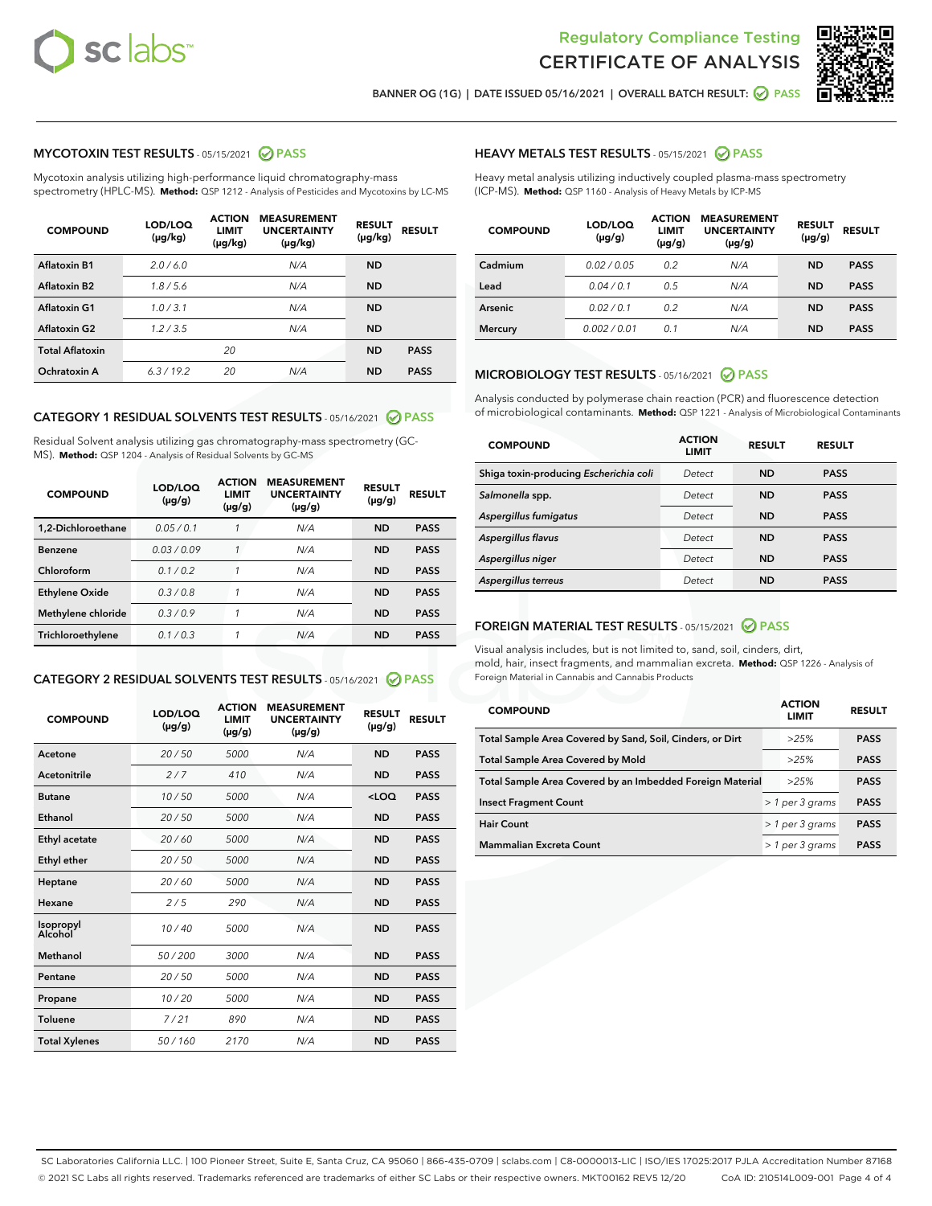Regulatory Compliance Testing
CERTIFICATE OF ANALYSIS

BANNER OG (1G) | DATE ISSUED 05/16/2021 | OVERALL BATCH RESULT: PASS

## MYCOTOXIN TEST RESULTS - 05/15/2021 PASS

Mycotoxin analysis utilizing high-performance liquid chromatography-mass spectrometry (HPLC-MS). **Method:** QSP 1212 - Analysis of Pesticides and Mycotoxins by LC-MS

| COMPOUND | LOD/LOQ (µg/kg) | ACTION LIMIT (µg/kg) | MEASUREMENT UNCERTAINTY (µg/kg) | RESULT (µg/kg) | RESULT |
|---|---|---|---|---|---|
| Aflatoxin B1 | 2.0 / 6.0 | | N/A | ND | |
| Aflatoxin B2 | 1.8 / 5.6 | | N/A | ND | |
| Aflatoxin G1 | 1.0 / 3.1 | | N/A | ND | |
| Aflatoxin G2 | 1.2 / 3.5 | | N/A | ND | |
| Total Aflatoxin | | 20 | | ND | PASS |
| Ochratoxin A | 6.3 / 19.2 | 20 | N/A | ND | PASS |

## CATEGORY 1 RESIDUAL SOLVENTS TEST RESULTS - 05/16/2021 PASS

Residual Solvent analysis utilizing gas chromatography-mass spectrometry (GC-MS). **Method:** QSP 1204 - Analysis of Residual Solvents by GC-MS

| COMPOUND | LOD/LOQ (µg/g) | ACTION LIMIT (µg/g) | MEASUREMENT UNCERTAINTY (µg/g) | RESULT (µg/g) | RESULT |
|---|---|---|---|---|---|
| 1,2-Dichloroethane | 0.05 / 0.1 | 1 | N/A | ND | PASS |
| Benzene | 0.03 / 0.09 | 1 | N/A | ND | PASS |
| Chloroform | 0.1 / 0.2 | 1 | N/A | ND | PASS |
| Ethylene Oxide | 0.3 / 0.8 | 1 | N/A | ND | PASS |
| Methylene chloride | 0.3 / 0.9 | 1 | N/A | ND | PASS |
| Trichloroethylene | 0.1 / 0.3 | 1 | N/A | ND | PASS |

## CATEGORY 2 RESIDUAL SOLVENTS TEST RESULTS - 05/16/2021 PASS

| COMPOUND | LOD/LOQ (µg/g) | ACTION LIMIT (µg/g) | MEASUREMENT UNCERTAINTY (µg/g) | RESULT (µg/g) | RESULT |
|---|---|---|---|---|---|
| Acetone | 20 / 50 | 5000 | N/A | ND | PASS |
| Acetonitrile | 2 / 7 | 410 | N/A | ND | PASS |
| Butane | 10 / 50 | 5000 | N/A | <LOQ | PASS |
| Ethanol | 20 / 50 | 5000 | N/A | ND | PASS |
| Ethyl acetate | 20 / 60 | 5000 | N/A | ND | PASS |
| Ethyl ether | 20 / 50 | 5000 | N/A | ND | PASS |
| Heptane | 20 / 60 | 5000 | N/A | ND | PASS |
| Hexane | 2 / 5 | 290 | N/A | ND | PASS |
| Isopropyl Alcohol | 10 / 40 | 5000 | N/A | ND | PASS |
| Methanol | 50 / 200 | 3000 | N/A | ND | PASS |
| Pentane | 20 / 50 | 5000 | N/A | ND | PASS |
| Propane | 10 / 20 | 5000 | N/A | ND | PASS |
| Toluene | 7 / 21 | 890 | N/A | ND | PASS |
| Total Xylenes | 50 / 160 | 2170 | N/A | ND | PASS |

## HEAVY METALS TEST RESULTS - 05/15/2021 PASS

Heavy metal analysis utilizing inductively coupled plasma-mass spectrometry (ICP-MS). **Method:** QSP 1160 - Analysis of Heavy Metals by ICP-MS

| COMPOUND | LOD/LOQ (µg/g) | ACTION LIMIT (µg/g) | MEASUREMENT UNCERTAINTY (µg/g) | RESULT (µg/g) | RESULT |
|---|---|---|---|---|---|
| Cadmium | 0.02 / 0.05 | 0.2 | N/A | ND | PASS |
| Lead | 0.04 / 0.1 | 0.5 | N/A | ND | PASS |
| Arsenic | 0.02 / 0.1 | 0.2 | N/A | ND | PASS |
| Mercury | 0.002 / 0.01 | 0.1 | N/A | ND | PASS |

## MICROBIOLOGY TEST RESULTS - 05/16/2021 PASS

Analysis conducted by polymerase chain reaction (PCR) and fluorescence detection of microbiological contaminants. **Method:** QSP 1221 - Analysis of Microbiological Contaminants

| COMPOUND | ACTION LIMIT | RESULT | RESULT |
|---|---|---|---|
| Shiga toxin-producing *Escherichia coli* | Detect | ND | PASS |
| *Salmonella* spp. | Detect | ND | PASS |
| *Aspergillus fumigatus* | Detect | ND | PASS |
| *Aspergillus flavus* | Detect | ND | PASS |
| *Aspergillus niger* | Detect | ND | PASS |
| *Aspergillus terreus* | Detect | ND | PASS |

## FOREIGN MATERIAL TEST RESULTS - 05/15/2021 PASS

Visual analysis includes, but is not limited to, sand, soil, cinders, dirt, mold, hair, insect fragments, and mammalian excreta. **Method:** QSP 1226 - Analysis of Foreign Material in Cannabis and Cannabis Products

| COMPOUND | ACTION LIMIT | RESULT |
|---|---|---|
| Total Sample Area Covered by Sand, Soil, Cinders, or Dirt | >25% | PASS |
| Total Sample Area Covered by Mold | >25% | PASS |
| Total Sample Area Covered by an Imbedded Foreign Material | >25% | PASS |
| Insect Fragment Count | > 1 per 3 grams | PASS |
| Hair Count | > 1 per 3 grams | PASS |
| Mammalian Excreta Count | > 1 per 3 grams | PASS |

SC Laboratories California LLC. | 100 Pioneer Street, Suite E, Santa Cruz, CA 95060 | 866-435-0709 | sclabs.com | C8-0000013-LIC | ISO/IES 17025:2017 PJLA Accreditation Number 87168
© 2021 SC Labs all rights reserved. Trademarks referenced are trademarks of either SC Labs or their respective owners. MKT00162 REV5 12/20 CoA ID: 210514L009-001